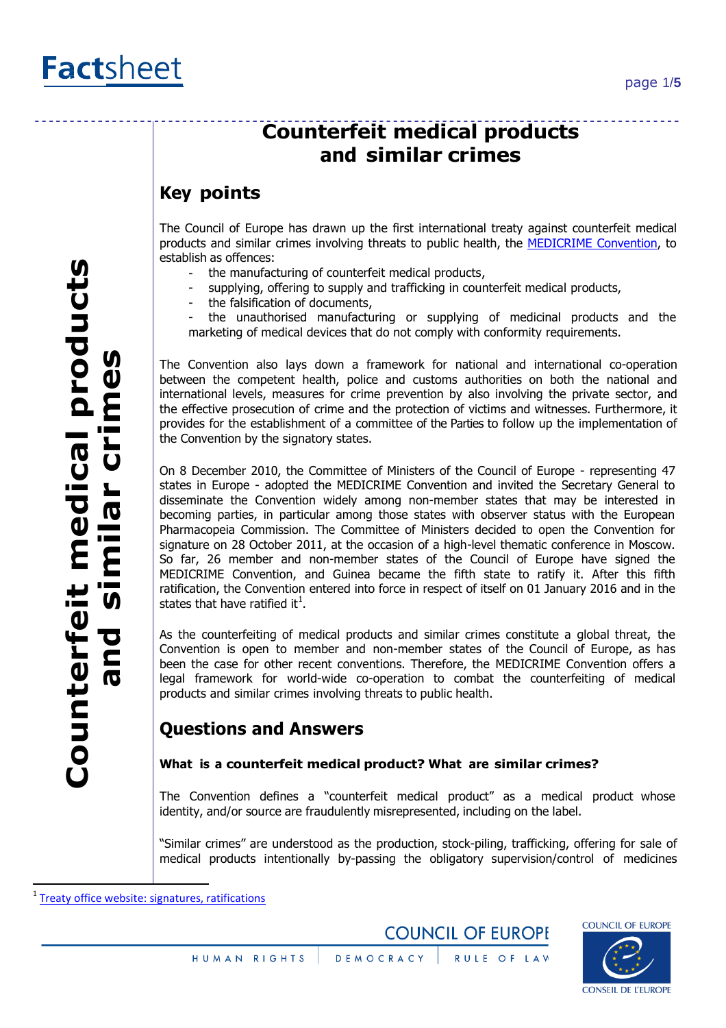# Counterfeit medical products and similar crimes

## Key points

The Council of Europe has drawn up the first international treaty against counterfeit medical products and similar crimes involving threats to public health, the MEDICRIME Convention, to establish as offences:

- the manufacturing of counterfeit medical products,
- supplying, offering to supply and trafficking in counterfeit medical products,
- the falsification of documents,
- the unauthorised manufacturing or supplying of medicinal products and the marketing of medical devices that do not comply with conformity requirements.

The Convention also lays down a framework for national and international co-operation between the competent health, police and customs authorities on both the national and international levels, measures for crime prevention by also involving the private sector, and the effective prosecution of crime and the protection of victims and witnesses. Furthermore, it provides for the establishment of a committee of the Parties to follow up the implementation of the Convention by the signatory states.

On 8 December 2010, the Committee of Ministers of the Council of Europe - representing 47 states in Europe - adopted the MEDICRIME Convention and invited the Secretary General to disseminate the Convention widely among non-member states that may be interested in becoming parties, in particular among those states with observer status with the European Pharmacopeia Commission. The Committee of Ministers decided to open the Convention for signature on 28 October 2011, at the occasion of a high-level thematic conference in Moscow. So far, 26 member and non-member states of the Council of Europe have signed the MEDICRIME Convention, and Guinea became the fifth state to ratify it. After this fifth ratification, the Convention entered into force in respect of itself on 01 January 2016 and in the states that have ratified it[1].

As the counterfeiting of medical products and similar crimes constitute a global threat, the Convention is open to member and non-member states of the Council of Europe, as has been the case for other recent conventions. Therefore, the MEDICRIME Convention offers a legal framework for world-wide co-operation to combat the counterfeiting of medical products and similar crimes involving threats to public health.

## Questions and Answers

### What is a counterfeit medical product? What are similar crimes?

The Convention defines a "counterfeit medical product" as a medical product whose identity, and/or source are fraudulently misrepresented, including on the label.

"Similar crimes" are understood as the production, stock-piling, trafficking, offering for sale of medical products intentionally by-passing the obligatory supervision/control of medicines

[1] Treaty office website: signatures, ratifications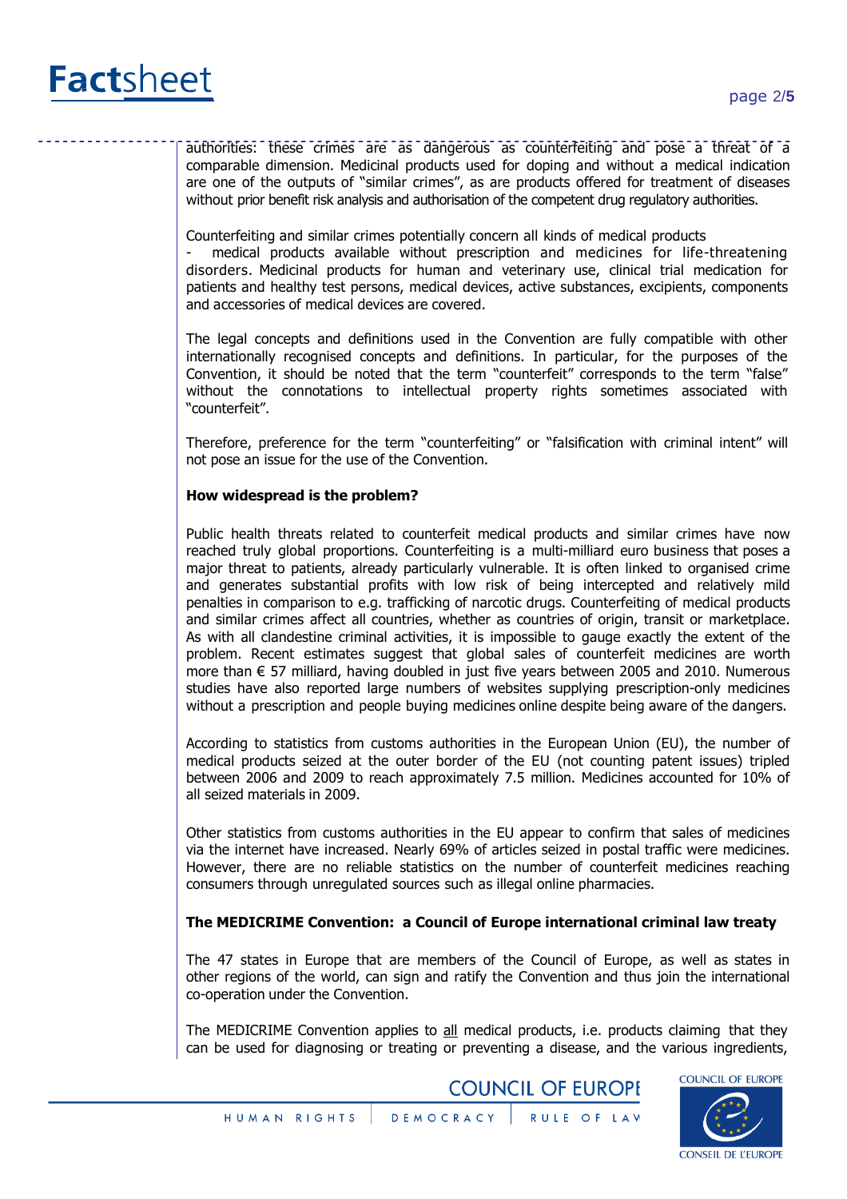authorities: these crimes are as dangerous as counterfeiting and pose a threat of a comparable dimension. Medicinal products used for doping and without a medical indication are one of the outputs of "similar crimes", as are products offered for treatment of diseases without prior benefit risk analysis and authorisation of the competent drug regulatory authorities.

Counterfeiting and similar crimes potentially concern all kinds of medical products - medical products available without prescription and medicines for life-threatening disorders. Medicinal products for human and veterinary use, clinical trial medication for patients and healthy test persons, medical devices, active substances, excipients, components and accessories of medical devices are covered.

The legal concepts and definitions used in the Convention are fully compatible with other internationally recognised concepts and definitions. In particular, for the purposes of the Convention, it should be noted that the term "counterfeit" corresponds to the term "false" without the connotations to intellectual property rights sometimes associated with "counterfeit".

Therefore, preference for the term "counterfeiting" or "falsification with criminal intent" will not pose an issue for the use of the Convention.

**How widespread is the problem?**

Public health threats related to counterfeit medical products and similar crimes have now reached truly global proportions. Counterfeiting is a multi-milliard euro business that poses a major threat to patients, already particularly vulnerable. It is often linked to organised crime and generates substantial profits with low risk of being intercepted and relatively mild penalties in comparison to e.g. trafficking of narcotic drugs. Counterfeiting of medical products and similar crimes affect all countries, whether as countries of origin, transit or marketplace. As with all clandestine criminal activities, it is impossible to gauge exactly the extent of the problem. Recent estimates suggest that global sales of counterfeit medicines are worth more than € 57 milliard, having doubled in just five years between 2005 and 2010. Numerous studies have also reported large numbers of websites supplying prescription-only medicines without a prescription and people buying medicines online despite being aware of the dangers.

According to statistics from customs authorities in the European Union (EU), the number of medical products seized at the outer border of the EU (not counting patent issues) tripled between 2006 and 2009 to reach approximately 7.5 million. Medicines accounted for 10% of all seized materials in 2009.

Other statistics from customs authorities in the EU appear to confirm that sales of medicines via the internet have increased. Nearly 69% of articles seized in postal traffic were medicines. However, there are no reliable statistics on the number of counterfeit medicines reaching consumers through unregulated sources such as illegal online pharmacies.

**The MEDICRIME Convention: a Council of Europe international criminal law treaty**

The 47 states in Europe that are members of the Council of Europe, as well as states in other regions of the world, can sign and ratify the Convention and thus join the international co-operation under the Convention.

The MEDICRIME Convention applies to all medical products, i.e. products claiming that they can be used for diagnosing or treating or preventing a disease, and the various ingredients,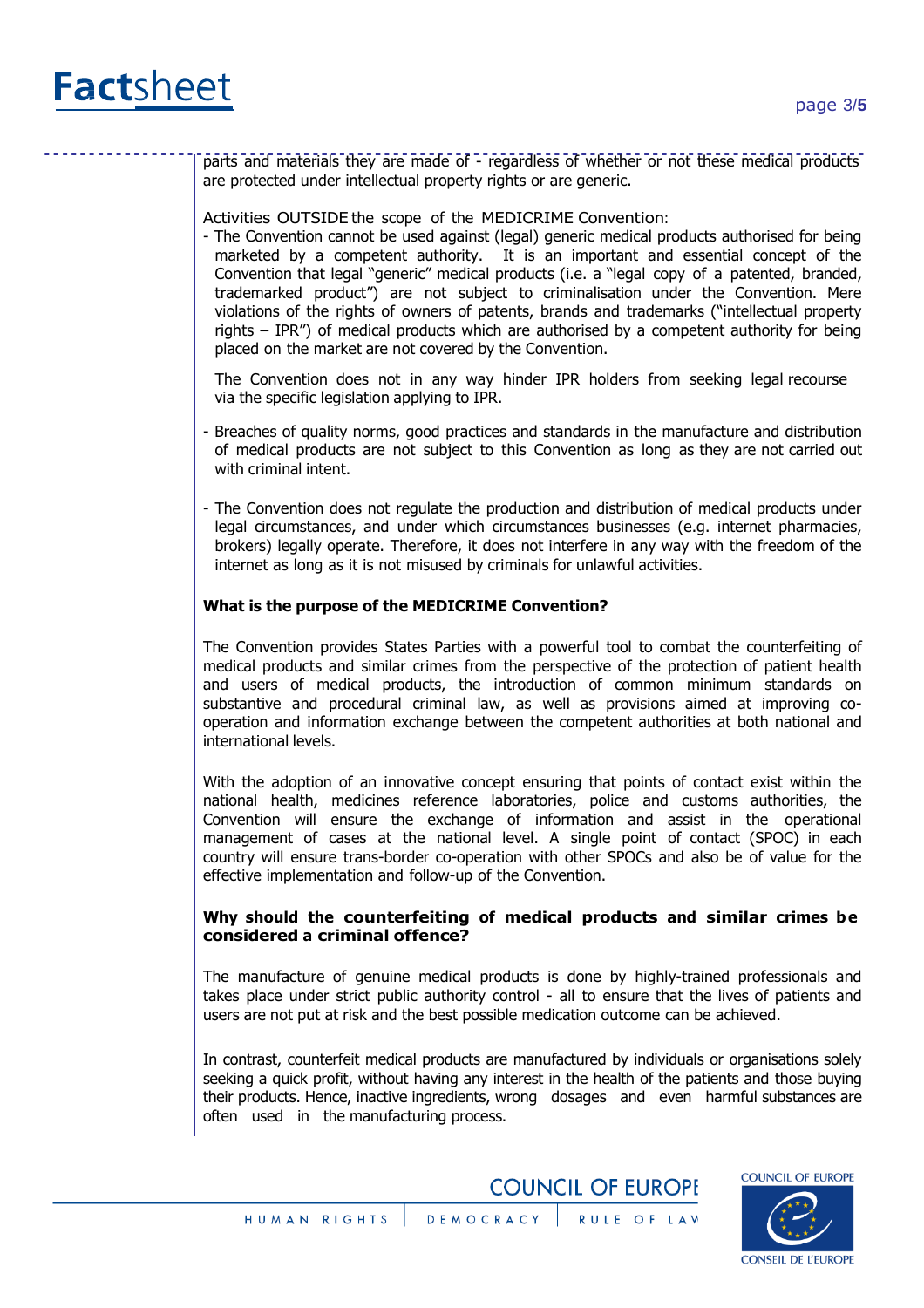parts and materials they are made of - regardless of whether or not these medical products are protected under intellectual property rights or are generic.

Activities OUTSIDE the scope of the MEDICRIME Convention:

- The Convention cannot be used against (legal) generic medical products authorised for being marketed by a competent authority. It is an important and essential concept of the Convention that legal "generic" medical products (i.e. a "legal copy of a patented, branded, trademarked product") are not subject to criminalisation under the Convention. Mere violations of the rights of owners of patents, brands and trademarks ("intellectual property rights – IPR") of medical products which are authorised by a competent authority for being placed on the market are not covered by the Convention.

  The Convention does not in any way hinder IPR holders from seeking legal recourse via the specific legislation applying to IPR.

- Breaches of quality norms, good practices and standards in the manufacture and distribution of medical products are not subject to this Convention as long as they are not carried out with criminal intent.

- The Convention does not regulate the production and distribution of medical products under legal circumstances, and under which circumstances businesses (e.g. internet pharmacies, brokers) legally operate. Therefore, it does not interfere in any way with the freedom of the internet as long as it is not misused by criminals for unlawful activities.

**What is the purpose of the MEDICRIME Convention?**

The Convention provides States Parties with a powerful tool to combat the counterfeiting of medical products and similar crimes from the perspective of the protection of patient health and users of medical products, the introduction of common minimum standards on substantive and procedural criminal law, as well as provisions aimed at improving co-operation and information exchange between the competent authorities at both national and international levels.

With the adoption of an innovative concept ensuring that points of contact exist within the national health, medicines reference laboratories, police and customs authorities, the Convention will ensure the exchange of information and assist in the operational management of cases at the national level. A single point of contact (SPOC) in each country will ensure trans-border co-operation with other SPOCs and also be of value for the effective implementation and follow-up of the Convention.

**Why should the counterfeiting of medical products and similar crimes be considered a criminal offence?**

The manufacture of genuine medical products is done by highly-trained professionals and takes place under strict public authority control - all to ensure that the lives of patients and users are not put at risk and the best possible medication outcome can be achieved.

In contrast, counterfeit medical products are manufactured by individuals or organisations solely seeking a quick profit, without having any interest in the health of the patients and those buying their products. Hence, inactive ingredients, wrong dosages and even harmful substances are often used in the manufacturing process.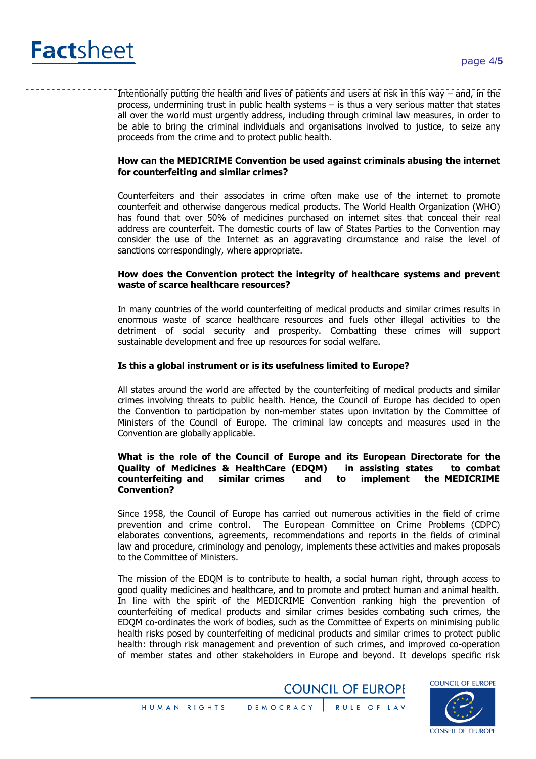Intentionally putting the health and lives of patients and users at risk in this way – and, in the process, undermining trust in public health systems – is thus a very serious matter that states all over the world must urgently address, including through criminal law measures, in order to be able to bring the criminal individuals and organisations involved to justice, to seize any proceeds from the crime and to protect public health.

**How can the MEDICRIME Convention be used against criminals abusing the internet for counterfeiting and similar crimes?**

Counterfeiters and their associates in crime often make use of the internet to promote counterfeit and otherwise dangerous medical products. The World Health Organization (WHO) has found that over 50% of medicines purchased on internet sites that conceal their real address are counterfeit. The domestic courts of law of States Parties to the Convention may consider the use of the Internet as an aggravating circumstance and raise the level of sanctions correspondingly, where appropriate.

**How does the Convention protect the integrity of healthcare systems and prevent waste of scarce healthcare resources?**

In many countries of the world counterfeiting of medical products and similar crimes results in enormous waste of scarce healthcare resources and fuels other illegal activities to the detriment of social security and prosperity. Combatting these crimes will support sustainable development and free up resources for social welfare.

**Is this a global instrument or is its usefulness limited to Europe?**

All states around the world are affected by the counterfeiting of medical products and similar crimes involving threats to public health. Hence, the Council of Europe has decided to open the Convention to participation by non-member states upon invitation by the Committee of Ministers of the Council of Europe. The criminal law concepts and measures used in the Convention are globally applicable.

**What is the role of the Council of Europe and its European Directorate for the Quality of Medicines & HealthCare (EDQM) in assisting states to combat counterfeiting and similar crimes and to implement the MEDICRIME Convention?**

Since 1958, the Council of Europe has carried out numerous activities in the field of crime prevention and crime control. The European Committee on Crime Problems (CDPC) elaborates conventions, agreements, recommendations and reports in the fields of criminal law and procedure, criminology and penology, implements these activities and makes proposals to the Committee of Ministers.

The mission of the EDQM is to contribute to health, a social human right, through access to good quality medicines and healthcare, and to promote and protect human and animal health. In line with the spirit of the MEDICRIME Convention ranking high the prevention of counterfeiting of medical products and similar crimes besides combating such crimes, the EDQM co-ordinates the work of bodies, such as the Committee of Experts on minimising public health risks posed by counterfeiting of medicinal products and similar crimes to protect public health: through risk management and prevention of such crimes, and improved co-operation of member states and other stakeholders in Europe and beyond. It develops specific risk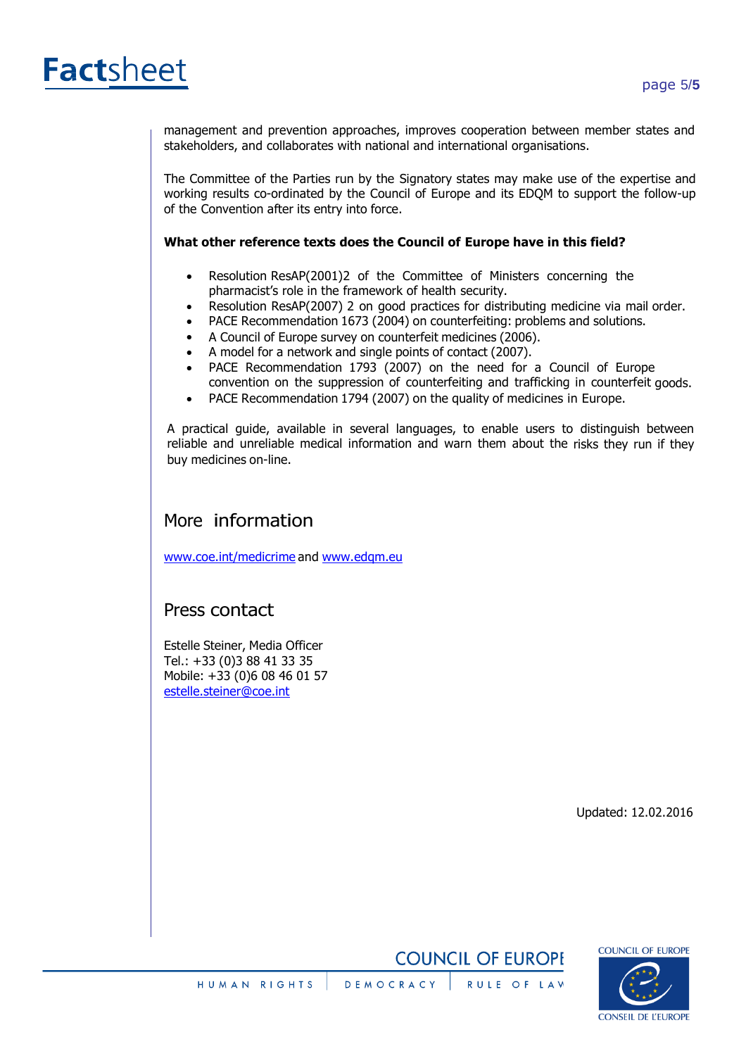management and prevention approaches, improves cooperation between member states and stakeholders, and collaborates with national and international organisations.

The Committee of the Parties run by the Signatory states may make use of the expertise and working results co-ordinated by the Council of Europe and its EDQM to support the follow-up of the Convention after its entry into force.

**What other reference texts does the Council of Europe have in this field?**

- Resolution ResAP(2001)2 of the Committee of Ministers concerning the pharmacist's role in the framework of health security.
- Resolution ResAP(2007) 2 on good practices for distributing medicine via mail order.
- PACE Recommendation 1673 (2004) on counterfeiting: problems and solutions.
- A Council of Europe survey on counterfeit medicines (2006).
- A model for a network and single points of contact (2007).
- PACE Recommendation 1793 (2007) on the need for a Council of Europe convention on the suppression of counterfeiting and trafficking in counterfeit goods.
- PACE Recommendation 1794 (2007) on the quality of medicines in Europe.

A practical guide, available in several languages, to enable users to distinguish between reliable and unreliable medical information and warn them about the risks they run if they buy medicines on-line.

## More information

www.coe.int/medicrime and www.edqm.eu

## Press contact

Estelle Steiner, Media Officer
Tel.: +33 (0)3 88 41 33 35
Mobile: +33 (0)6 08 46 01 57
estelle.steiner@coe.int

Updated: 12.02.2016